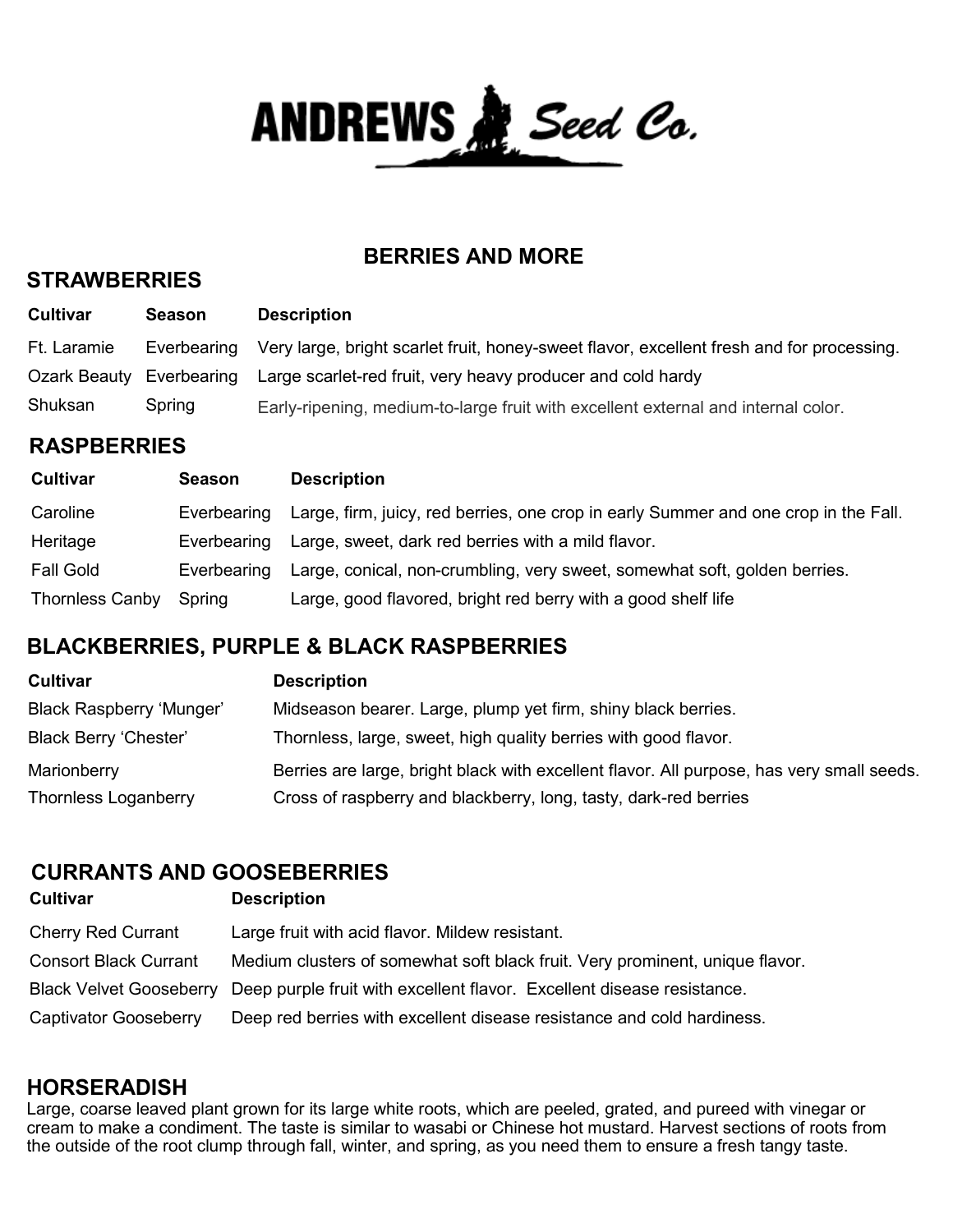# ANDREWS Seed Co.

## BERRIES AND MORE

### STRAWBERRIES

| Cultivar | Season | Description |
|---|---|---|
| Ft. Laramie | Everbearing | Very large, bright scarlet fruit, honey-sweet flavor, excellent fresh and for processing. |
| Ozark Beauty | Everbearing | Large scarlet-red fruit, very heavy producer and cold hardy |
| Shuksan | Spring | Early-ripening, medium-to-large fruit with excellent external and internal color. |

### RASPBERRIES

| Cultivar | Season | Description |
|---|---|---|
| Caroline | Everbearing | Large, firm, juicy, red berries, one crop in early Summer and one crop in the Fall. |
| Heritage | Everbearing | Large, sweet, dark red berries with a mild flavor. |
| Fall Gold | Everbearing | Large, conical, non-crumbling, very sweet, somewhat soft, golden berries. |
| Thornless Canby | Spring | Large, good flavored, bright red berry with a good shelf life |

### BLACKBERRIES, PURPLE & BLACK RASPBERRIES

| Cultivar | Description |
|---|---|
| Black Raspberry 'Munger' | Midseason bearer. Large, plump yet firm, shiny black berries. |
| Black Berry 'Chester' | Thornless, large, sweet, high quality berries with good flavor. |
| Marionberry | Berries are large, bright black with excellent flavor. All purpose, has very small seeds. |
| Thornless Loganberry | Cross of raspberry and blackberry, long, tasty, dark-red berries |

### CURRANTS AND GOOSEBERRIES

| Cultivar | Description |
|---|---|
| Cherry Red Currant | Large fruit with acid flavor. Mildew resistant. |
| Consort Black Currant | Medium clusters of somewhat soft black fruit. Very prominent, unique flavor. |
| Black Velvet Gooseberry | Deep purple fruit with excellent flavor. Excellent disease resistance. |
| Captivator Gooseberry | Deep red berries with excellent disease resistance and cold hardiness. |

### HORSERADISH

Large, coarse leaved plant grown for its large white roots, which are peeled, grated, and pureed with vinegar or cream to make a condiment. The taste is similar to wasabi or Chinese hot mustard. Harvest sections of roots from the outside of the root clump through fall, winter, and spring, as you need them to ensure a fresh tangy taste.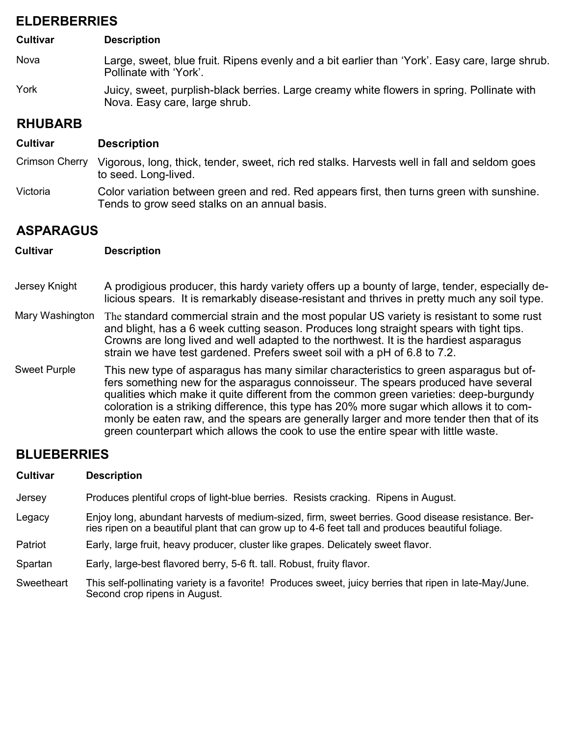## ELDERBERRIES

| Cultivar | Description |
|---|---|
| Nova | Large, sweet, blue fruit. Ripens evenly and a bit earlier than 'York'. Easy care, large shrub. Pollinate with 'York'. |
| York | Juicy, sweet, purplish-black berries. Large creamy white flowers in spring. Pollinate with Nova. Easy care, large shrub. |

## RHUBARB

| Cultivar | Description |
|---|---|
| Crimson Cherry | Vigorous, long, thick, tender, sweet, rich red stalks. Harvests well in fall and seldom goes to seed. Long-lived. |
| Victoria | Color variation between green and red. Red appears first, then turns green with sunshine. Tends to grow seed stalks on an annual basis. |

## ASPARAGUS

| Cultivar | Description |
|---|---|
| Jersey Knight | A prodigious producer, this hardy variety offers up a bounty of large, tender, especially delicious spears. It is remarkably disease-resistant and thrives in pretty much any soil type. |
| Mary Washington | The standard commercial strain and the most popular US variety is resistant to some rust and blight, has a 6 week cutting season. Produces long straight spears with tight tips. Crowns are long lived and well adapted to the northwest. It is the hardiest asparagus strain we have test gardened. Prefers sweet soil with a pH of 6.8 to 7.2. |
| Sweet Purple | This new type of asparagus has many similar characteristics to green asparagus but offers something new for the asparagus connoisseur. The spears produced have several qualities which make it quite different from the common green varieties: deep-burgundy coloration is a striking difference, this type has 20% more sugar which allows it to commonly be eaten raw, and the spears are generally larger and more tender then that of its green counterpart which allows the cook to use the entire spear with little waste. |

## BLUEBERRIES

| Cultivar | Description |
|---|---|
| Jersey | Produces plentiful crops of light-blue berries. Resists cracking. Ripens in August. |
| Legacy | Enjoy long, abundant harvests of medium-sized, firm, sweet berries. Good disease resistance. Berries ripen on a beautiful plant that can grow up to 4-6 feet tall and produces beautiful foliage. |
| Patriot | Early, large fruit, heavy producer, cluster like grapes. Delicately sweet flavor. |
| Spartan | Early, large-best flavored berry, 5-6 ft. tall. Robust, fruity flavor. |
| Sweetheart | This self-pollinating variety is a favorite! Produces sweet, juicy berries that ripen in late-May/June. Second crop ripens in August. |